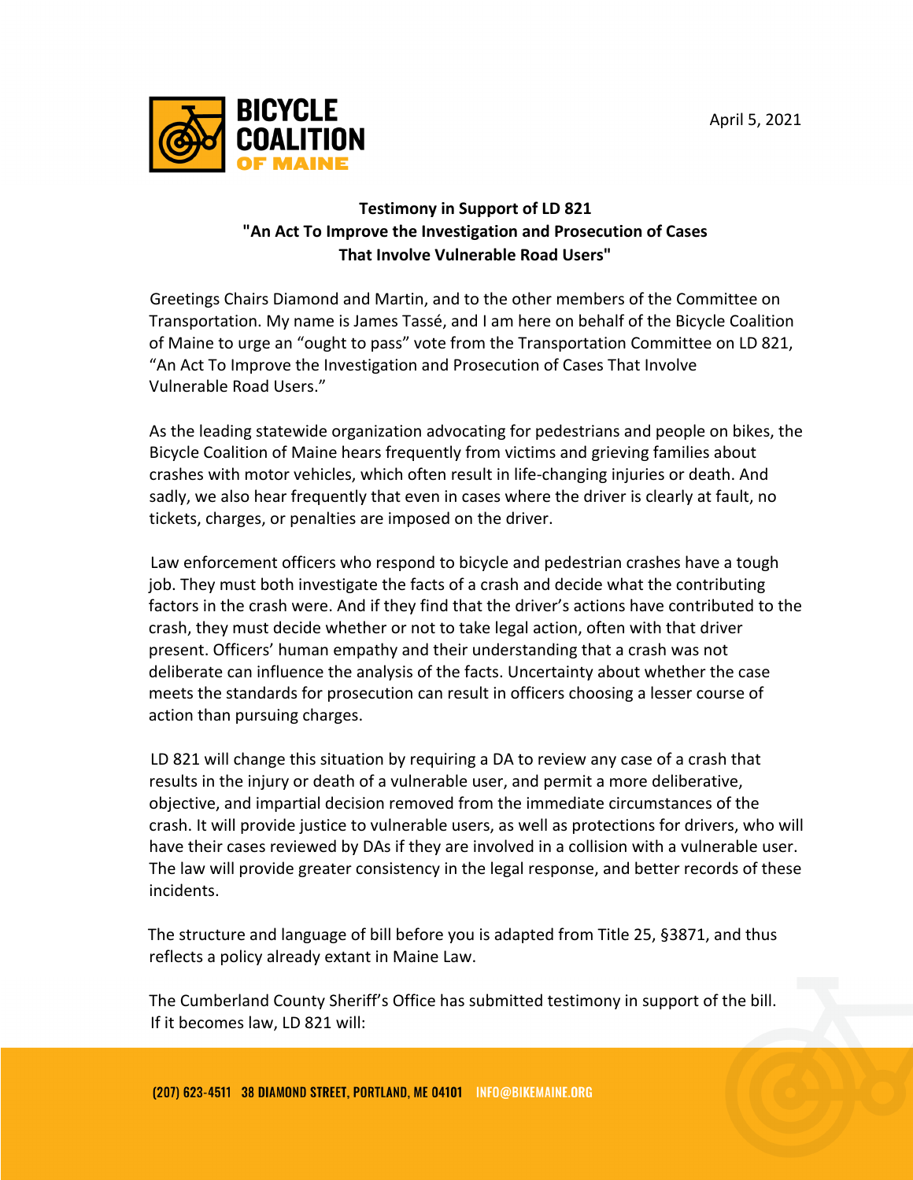BICYCLE COALITION OF MAINE

April 5, 2021

**Testimony in Support of LD 821**
**"An Act To Improve the Investigation and Prosecution of Cases That Involve Vulnerable Road Users"**

Greetings Chairs Diamond and Martin, and to the other members of the Committee on Transportation. My name is James Tassé, and I am here on behalf of the Bicycle Coalition of Maine to urge an "ought to pass" vote from the Transportation Committee on LD 821, "An Act To Improve the Investigation and Prosecution of Cases That Involve Vulnerable Road Users."

As the leading statewide organization advocating for pedestrians and people on bikes, the Bicycle Coalition of Maine hears frequently from victims and grieving families about crashes with motor vehicles, which often result in life-changing injuries or death. And sadly, we also hear frequently that even in cases where the driver is clearly at fault, no tickets, charges, or penalties are imposed on the driver.

Law enforcement officers who respond to bicycle and pedestrian crashes have a tough job. They must both investigate the facts of a crash and decide what the contributing factors in the crash were. And if they find that the driver's actions have contributed to the crash, they must decide whether or not to take legal action, often with that driver present. Officers' human empathy and their understanding that a crash was not deliberate can influence the analysis of the facts. Uncertainty about whether the case meets the standards for prosecution can result in officers choosing a lesser course of action than pursuing charges.

LD 821 will change this situation by requiring a DA to review any case of a crash that results in the injury or death of a vulnerable user, and permit a more deliberative, objective, and impartial decision removed from the immediate circumstances of the crash. It will provide justice to vulnerable users, as well as protections for drivers, who will have their cases reviewed by DAs if they are involved in a collision with a vulnerable user. The law will provide greater consistency in the legal response, and better records of these incidents.

The structure and language of bill before you is adapted from Title 25, §3871, and thus reflects a policy already extant in Maine Law.

The Cumberland County Sheriff's Office has submitted testimony in support of the bill. If it becomes law, LD 821 will:

(207) 623-4511 38 DIAMOND STREET, PORTLAND, ME 04101 INFO@BIKEMAINE.ORG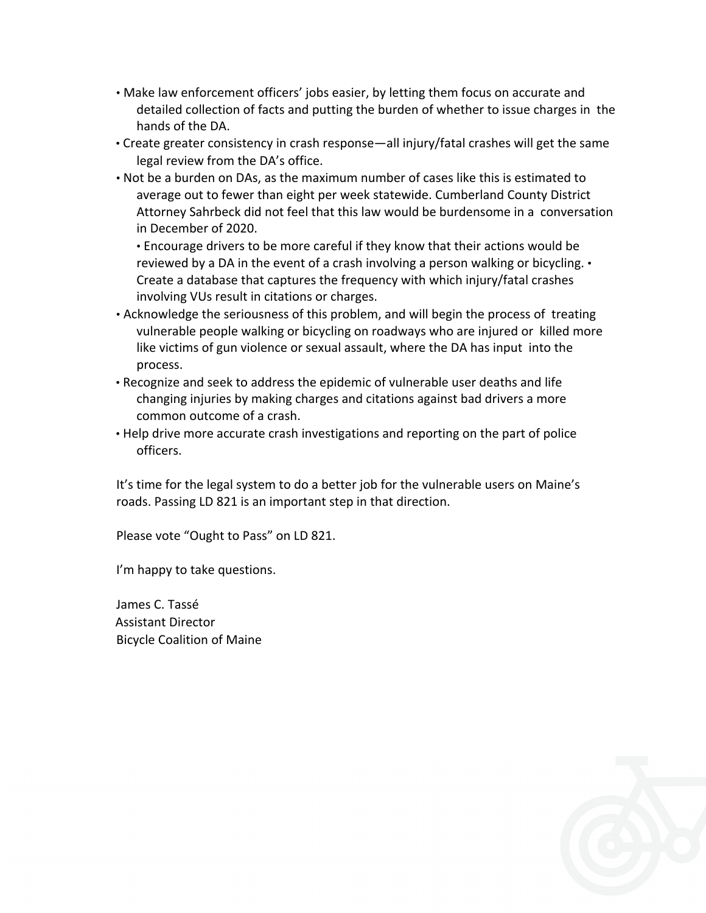- Make law enforcement officers' jobs easier, by letting them focus on accurate and detailed collection of facts and putting the burden of whether to issue charges in the hands of the DA.
- Create greater consistency in crash response—all injury/fatal crashes will get the same legal review from the DA's office.
- Not be a burden on DAs, as the maximum number of cases like this is estimated to average out to fewer than eight per week statewide. Cumberland County District Attorney Sahrbeck did not feel that this law would be burdensome in a conversation in December of 2020.
- Encourage drivers to be more careful if they know that their actions would be reviewed by a DA in the event of a crash involving a person walking or bicycling.
- Create a database that captures the frequency with which injury/fatal crashes involving VUs result in citations or charges.
- Acknowledge the seriousness of this problem, and will begin the process of treating vulnerable people walking or bicycling on roadways who are injured or killed more like victims of gun violence or sexual assault, where the DA has input into the process.
- Recognize and seek to address the epidemic of vulnerable user deaths and life changing injuries by making charges and citations against bad drivers a more common outcome of a crash.
- Help drive more accurate crash investigations and reporting on the part of police officers.

It's time for the legal system to do a better job for the vulnerable users on Maine's roads. Passing LD 821 is an important step in that direction.

Please vote "Ought to Pass" on LD 821.

I'm happy to take questions.

James C. Tassé  
Assistant Director  
Bicycle Coalition of Maine